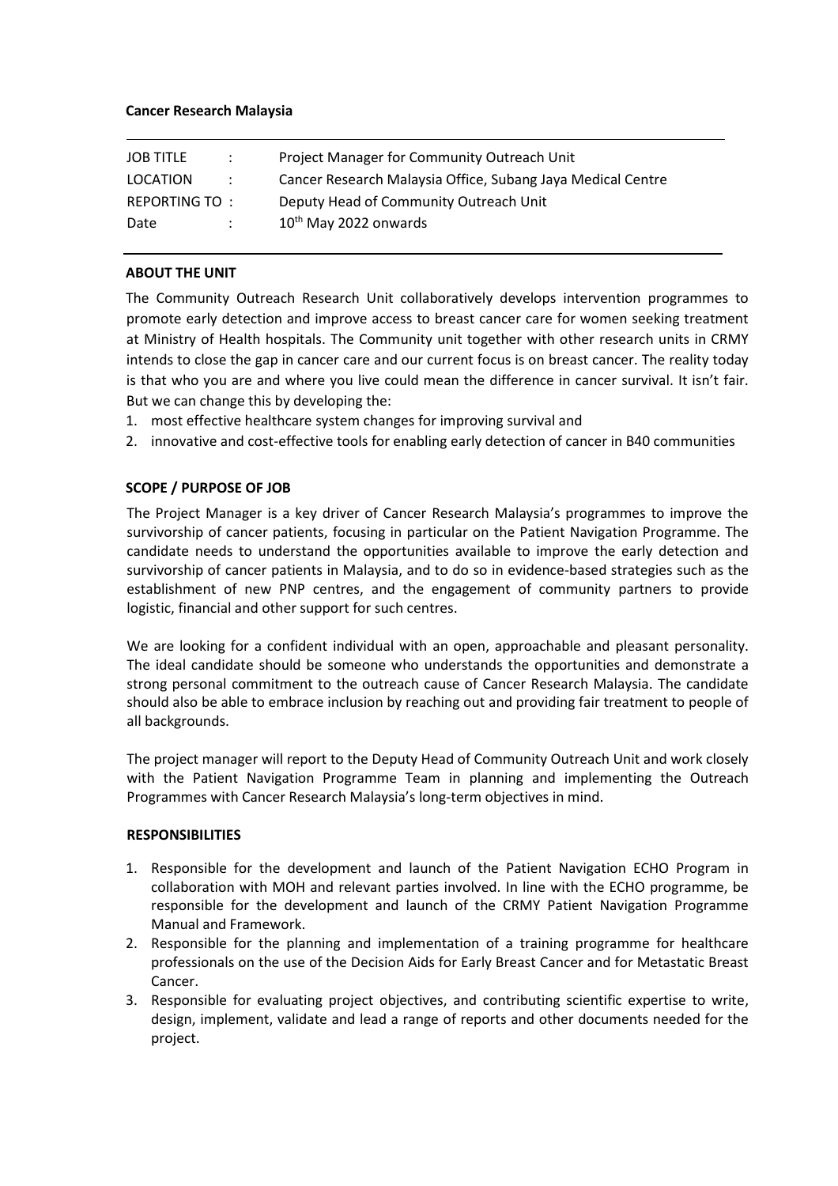**Cancer Research Malaysia**

| | | |
|---|---|---|
| JOB TITLE | : | Project Manager for Community Outreach Unit |
| LOCATION | : | Cancer Research Malaysia Office, Subang Jaya Medical Centre |
| REPORTING TO | : | Deputy Head of Community Outreach Unit |
| Date | : | 10th May 2022 onwards |

**ABOUT THE UNIT**

The Community Outreach Research Unit collaboratively develops intervention programmes to promote early detection and improve access to breast cancer care for women seeking treatment at Ministry of Health hospitals. The Community unit together with other research units in CRMY intends to close the gap in cancer care and our current focus is on breast cancer. The reality today is that who you are and where you live could mean the difference in cancer survival. It isn't fair. But we can change this by developing the:

1. most effective healthcare system changes for improving survival and
2. innovative and cost-effective tools for enabling early detection of cancer in B40 communities

**SCOPE / PURPOSE OF JOB**

The Project Manager is a key driver of Cancer Research Malaysia's programmes to improve the survivorship of cancer patients, focusing in particular on the Patient Navigation Programme. The candidate needs to understand the opportunities available to improve the early detection and survivorship of cancer patients in Malaysia, and to do so in evidence-based strategies such as the establishment of new PNP centres, and the engagement of community partners to provide logistic, financial and other support for such centres.

We are looking for a confident individual with an open, approachable and pleasant personality. The ideal candidate should be someone who understands the opportunities and demonstrate a strong personal commitment to the outreach cause of Cancer Research Malaysia. The candidate should also be able to embrace inclusion by reaching out and providing fair treatment to people of all backgrounds.

The project manager will report to the Deputy Head of Community Outreach Unit and work closely with the Patient Navigation Programme Team in planning and implementing the Outreach Programmes with Cancer Research Malaysia's long-term objectives in mind.

**RESPONSIBILITIES**

1. Responsible for the development and launch of the Patient Navigation ECHO Program in collaboration with MOH and relevant parties involved. In line with the ECHO programme, be responsible for the development and launch of the CRMY Patient Navigation Programme Manual and Framework.
2. Responsible for the planning and implementation of a training programme for healthcare professionals on the use of the Decision Aids for Early Breast Cancer and for Metastatic Breast Cancer.
3. Responsible for evaluating project objectives, and contributing scientific expertise to write, design, implement, validate and lead a range of reports and other documents needed for the project.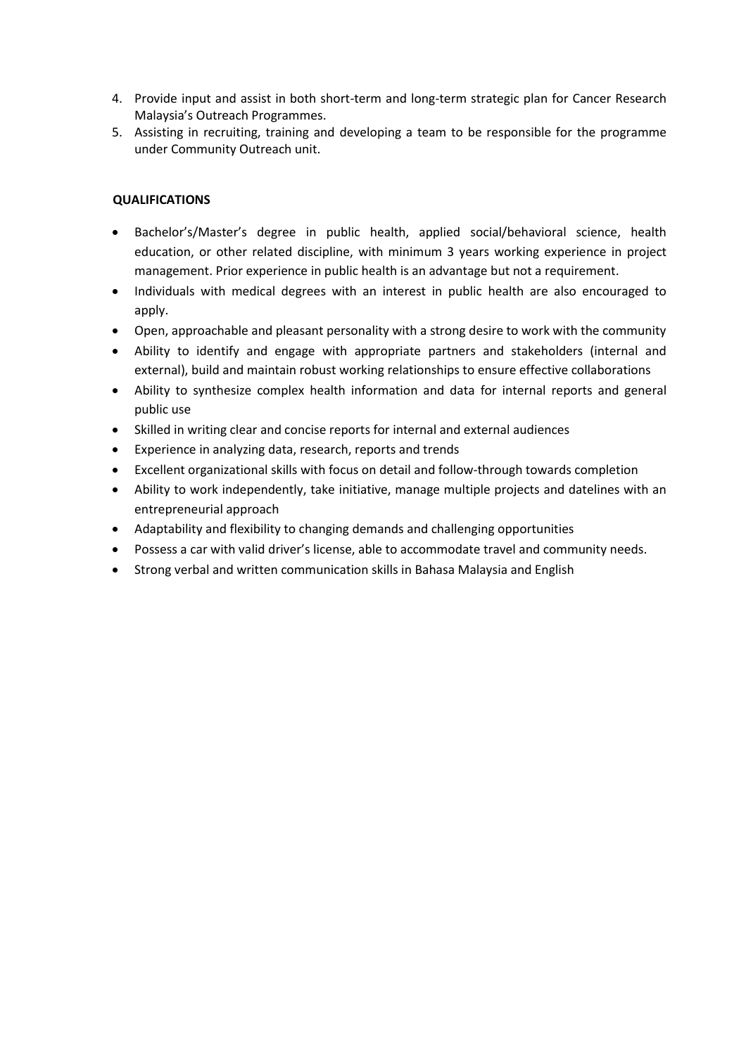4. Provide input and assist in both short-term and long-term strategic plan for Cancer Research Malaysia's Outreach Programmes.
5. Assisting in recruiting, training and developing a team to be responsible for the programme under Community Outreach unit.

**QUALIFICATIONS**

- Bachelor's/Master's degree in public health, applied social/behavioral science, health education, or other related discipline, with minimum 3 years working experience in project management. Prior experience in public health is an advantage but not a requirement.
- Individuals with medical degrees with an interest in public health are also encouraged to apply.
- Open, approachable and pleasant personality with a strong desire to work with the community
- Ability to identify and engage with appropriate partners and stakeholders (internal and external), build and maintain robust working relationships to ensure effective collaborations
- Ability to synthesize complex health information and data for internal reports and general public use
- Skilled in writing clear and concise reports for internal and external audiences
- Experience in analyzing data, research, reports and trends
- Excellent organizational skills with focus on detail and follow-through towards completion
- Ability to work independently, take initiative, manage multiple projects and datelines with an entrepreneurial approach
- Adaptability and flexibility to changing demands and challenging opportunities
- Possess a car with valid driver's license, able to accommodate travel and community needs.
- Strong verbal and written communication skills in Bahasa Malaysia and English